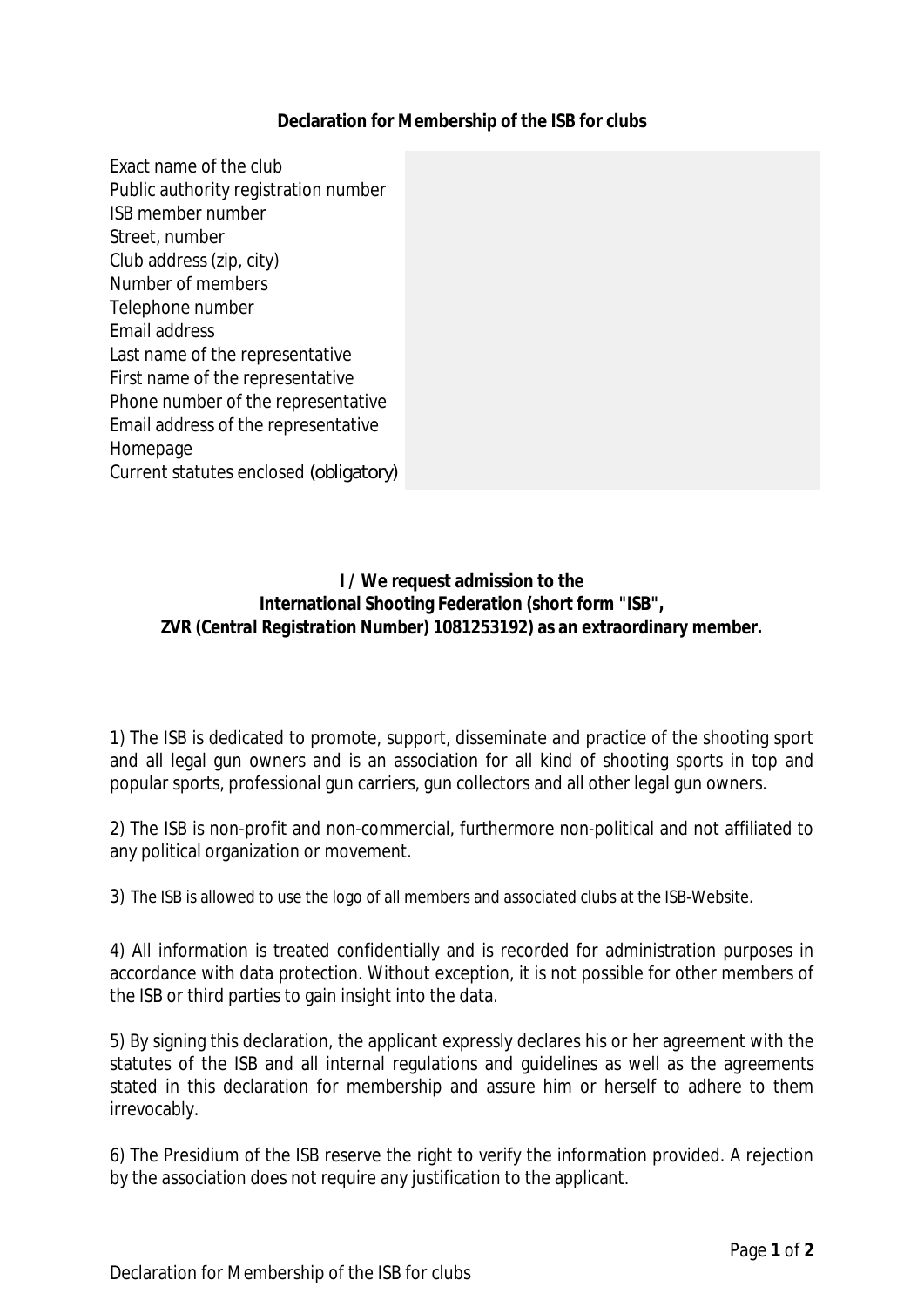**Declaration for Membership of the ISB for clubs**

| | |
|---|---|
| Exact name of the club | |
| Public authority registration number | |
| ISB member number | |
| Street, number | |
| Club address (zip, city) | |
| Number of members | |
| Telephone number | |
| Email address | |
| Last name of the representative | |
| First name of the representative | |
| Phone number of the representative | |
| Email address of the representative | |
| Homepage | |
| Current statutes enclosed (obligatory) | |

**I / We request admission to the**
**International Shooting Federation (short form "ISB",**
***ZVR (Central Registration Number)* 1081253192) as an extraordinary member.**

1) The ISB is dedicated to promote, support, disseminate and practice of the shooting sport and all legal gun owners and is an association for all kind of shooting sports in top and popular sports, professional gun carriers, gun collectors and all other legal gun owners.

2) The ISB is non-profit and non-commercial, furthermore non-political and not affiliated to any political organization or movement.

3) The ISB is allowed to use the logo of all members and associated clubs at the ISB-Website.

4) All information is treated confidentially and is recorded for administration purposes in accordance with data protection. Without exception, it is not possible for other members of the ISB or third parties to gain insight into the data.

5) By signing this declaration, the applicant expressly declares his or her agreement with the statutes of the ISB and all internal regulations and guidelines as well as the agreements stated in this declaration for membership and assure him or herself to adhere to them irrevocably.

6) The Presidium of the ISB reserve the right to verify the information provided. A rejection by the association does not require any justification to the applicant.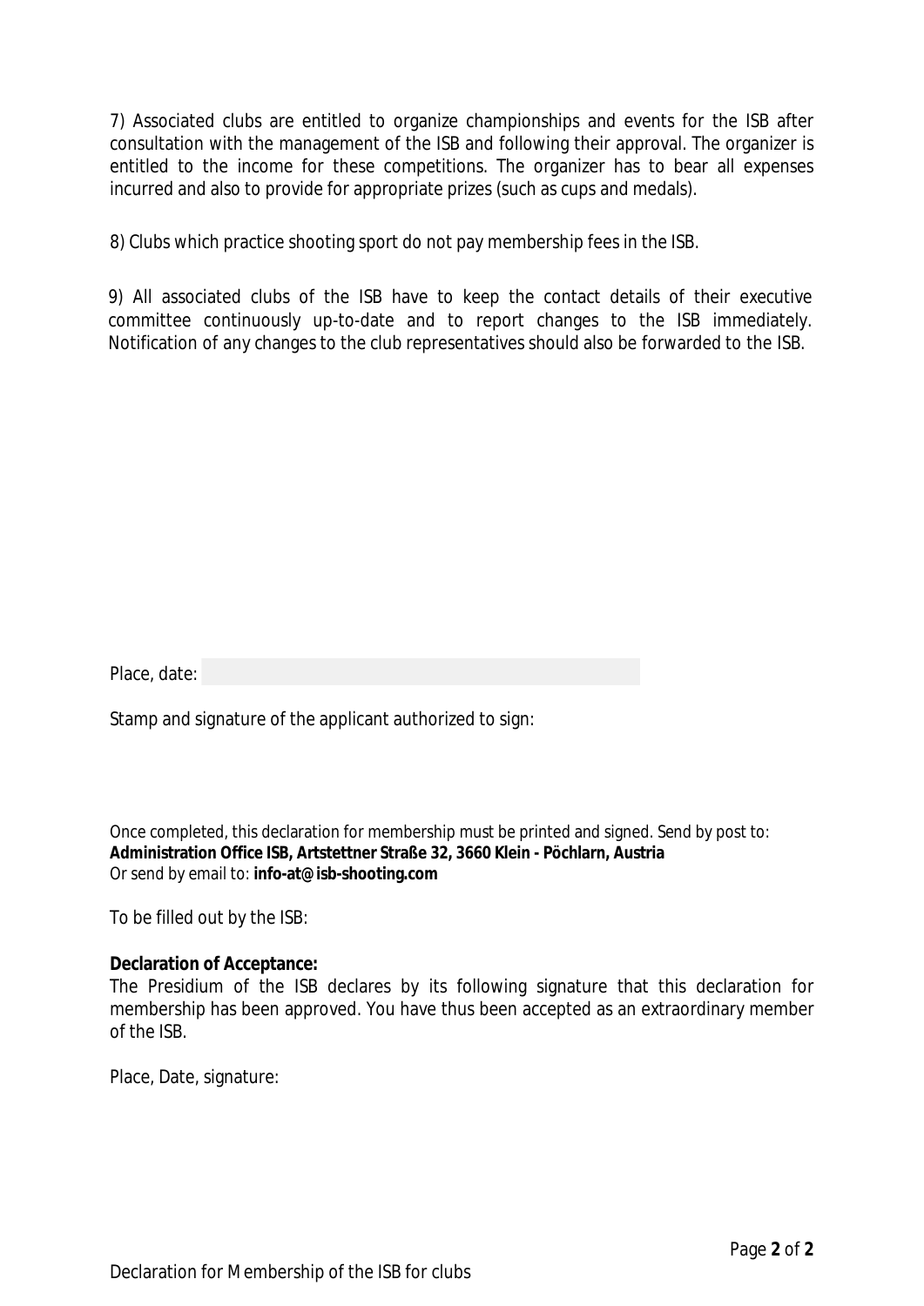7) Associated clubs are entitled to organize championships and events for the ISB after consultation with the management of the ISB and following their approval. The organizer is entitled to the income for these competitions. The organizer has to bear all expenses incurred and also to provide for appropriate prizes (such as cups and medals).

8) Clubs which practice shooting sport do not pay membership fees in the ISB.

9) All associated clubs of the ISB have to keep the contact details of their executive committee continuously up-to-date and to report changes to the ISB immediately. Notification of any changes to the club representatives should also be forwarded to the ISB.

Place, date:

Stamp and signature of the applicant authorized to sign:

Once completed, this declaration for membership must be printed and signed. Send by post to:
**Administration Office ISB, Artstettner Straße 32, 3660 Klein - Pöchlarn, Austria**
Or send by email to: **info-at@isb-shooting.com**

To be filled out by the ISB:

**Declaration of Acceptance:**
The Presidium of the ISB declares by its following signature that this declaration for membership has been approved. You have thus been accepted as an extraordinary member of the ISB.

Place, Date, signature: